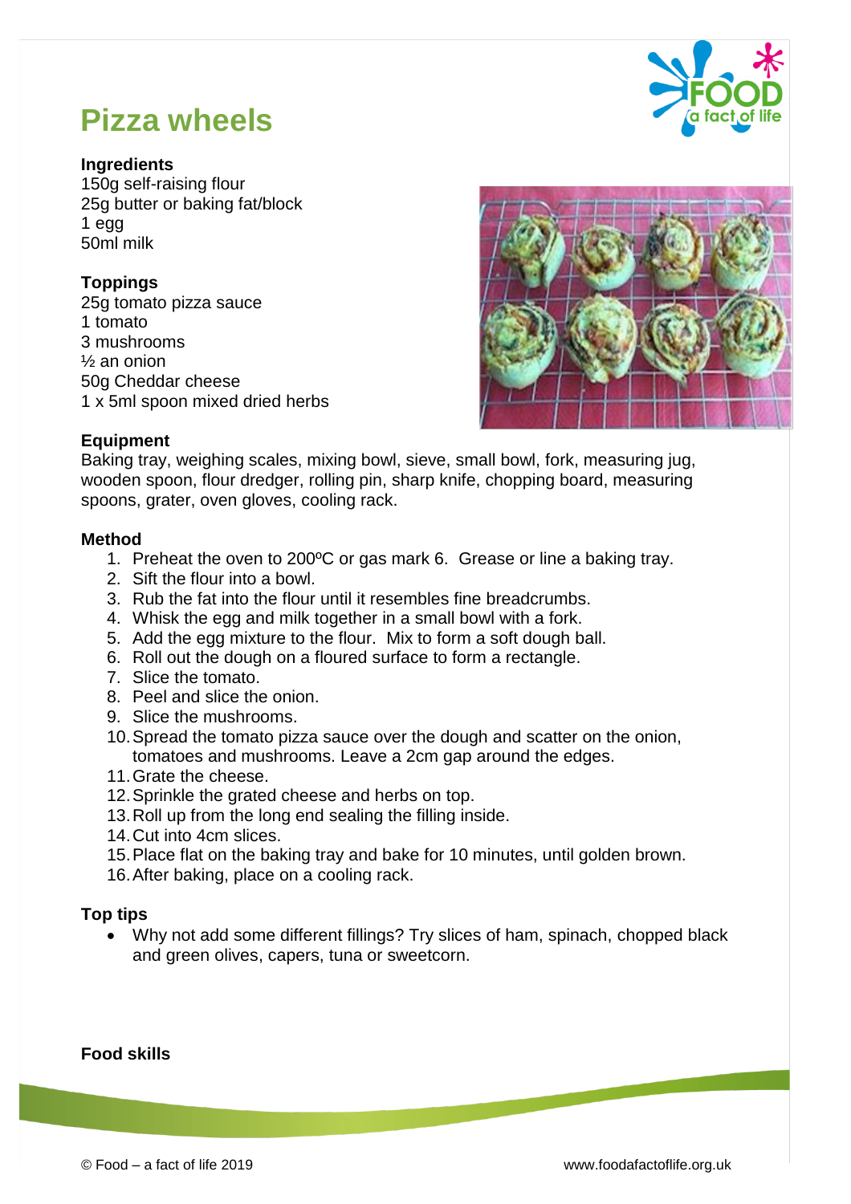# Pizza wheels

**Ingredients**

150g self-raising flour
25g butter or baking fat/block
1 egg
50ml milk

**Toppings**

25g tomato pizza sauce
1 tomato
3 mushrooms
½ an onion
50g Cheddar cheese
1 x 5ml spoon mixed dried herbs

**Equipment**

Baking tray, weighing scales, mixing bowl, sieve, small bowl, fork, measuring jug, wooden spoon, flour dredger, rolling pin, sharp knife, chopping board, measuring spoons, grater, oven gloves, cooling rack.

**Method**

1. Preheat the oven to 200ºC or gas mark 6. Grease or line a baking tray.
2. Sift the flour into a bowl.
3. Rub the fat into the flour until it resembles fine breadcrumbs.
4. Whisk the egg and milk together in a small bowl with a fork.
5. Add the egg mixture to the flour. Mix to form a soft dough ball.
6. Roll out the dough on a floured surface to form a rectangle.
7. Slice the tomato.
8. Peel and slice the onion.
9. Slice the mushrooms.
10. Spread the tomato pizza sauce over the dough and scatter on the onion, tomatoes and mushrooms. Leave a 2cm gap around the edges.
11. Grate the cheese.
12. Sprinkle the grated cheese and herbs on top.
13. Roll up from the long end sealing the filling inside.
14. Cut into 4cm slices.
15. Place flat on the baking tray and bake for 10 minutes, until golden brown.
16. After baking, place on a cooling rack.

**Top tips**

- Why not add some different fillings? Try slices of ham, spinach, chopped black and green olives, capers, tuna or sweetcorn.

**Food skills**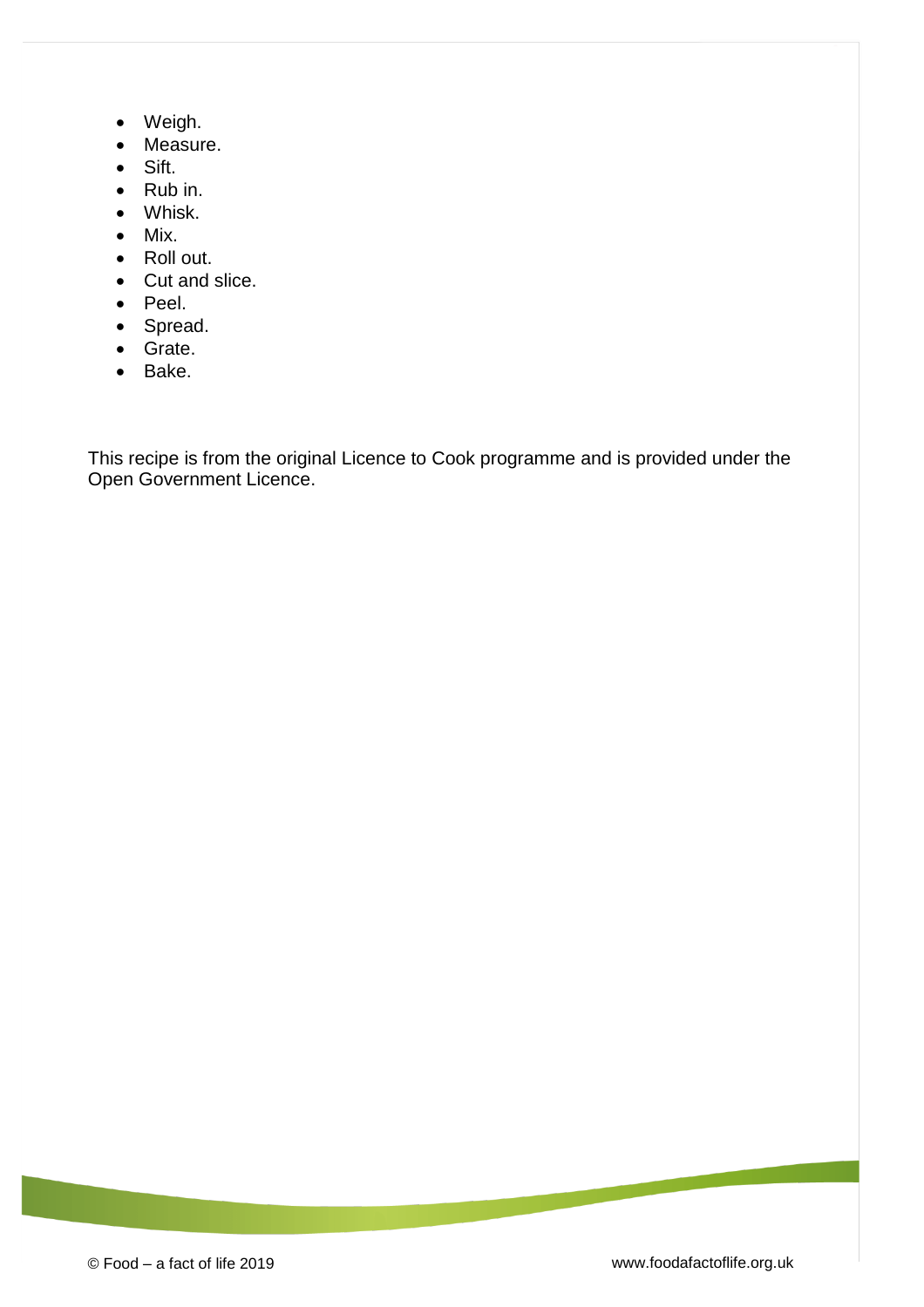- Weigh.
- Measure.
- Sift.
- Rub in.
- Whisk.
- Mix.
- Roll out.
- Cut and slice.
- Peel.
- Spread.
- Grate.
- Bake.

This recipe is from the original Licence to Cook programme and is provided under the Open Government Licence.